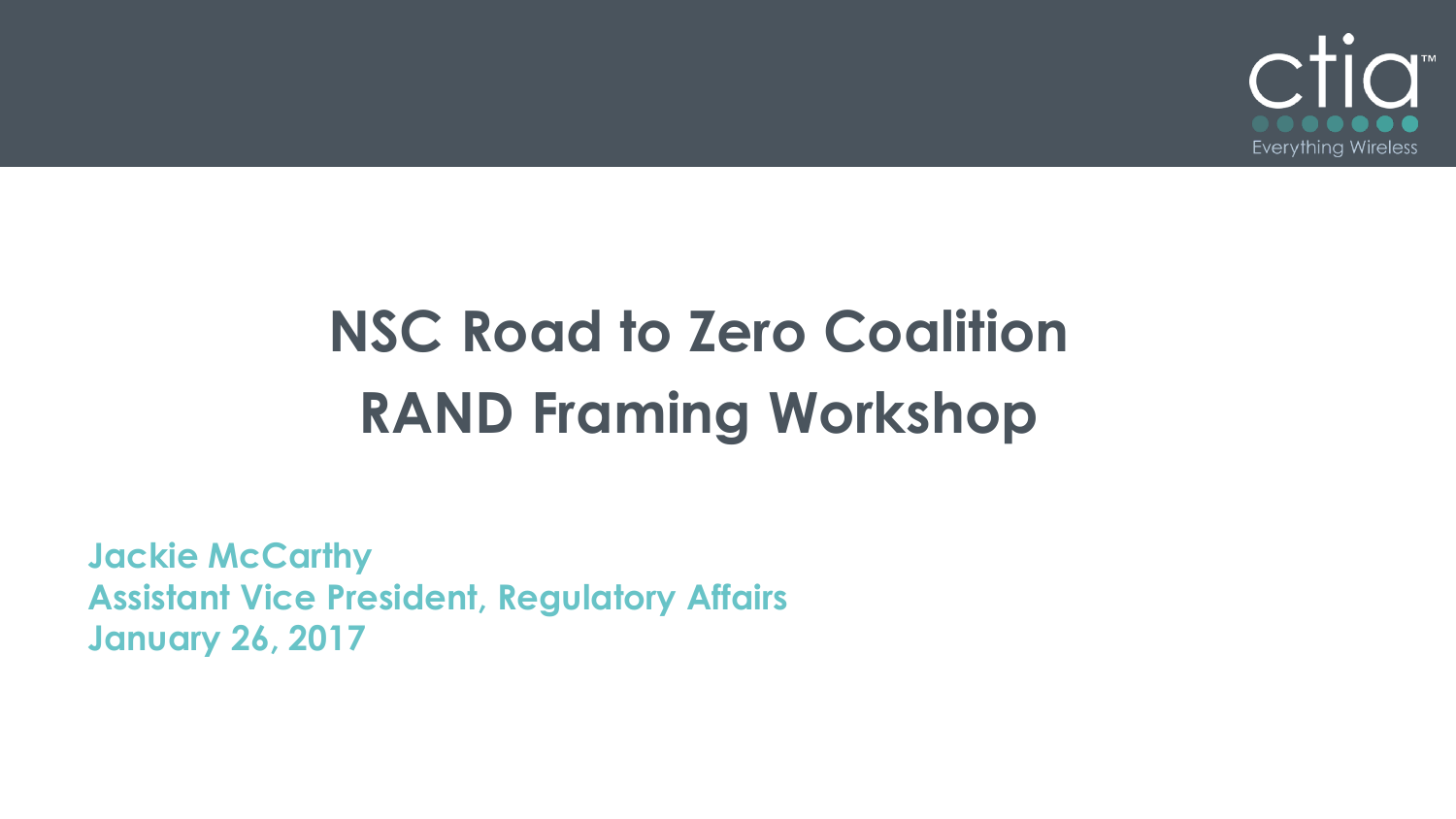ctia

Everything Wireless

# NSC Road to Zero Coalition RAND Framing Workshop

**Jackie McCarthy**
**Assistant Vice President, Regulatory Affairs**
**January 26, 2017**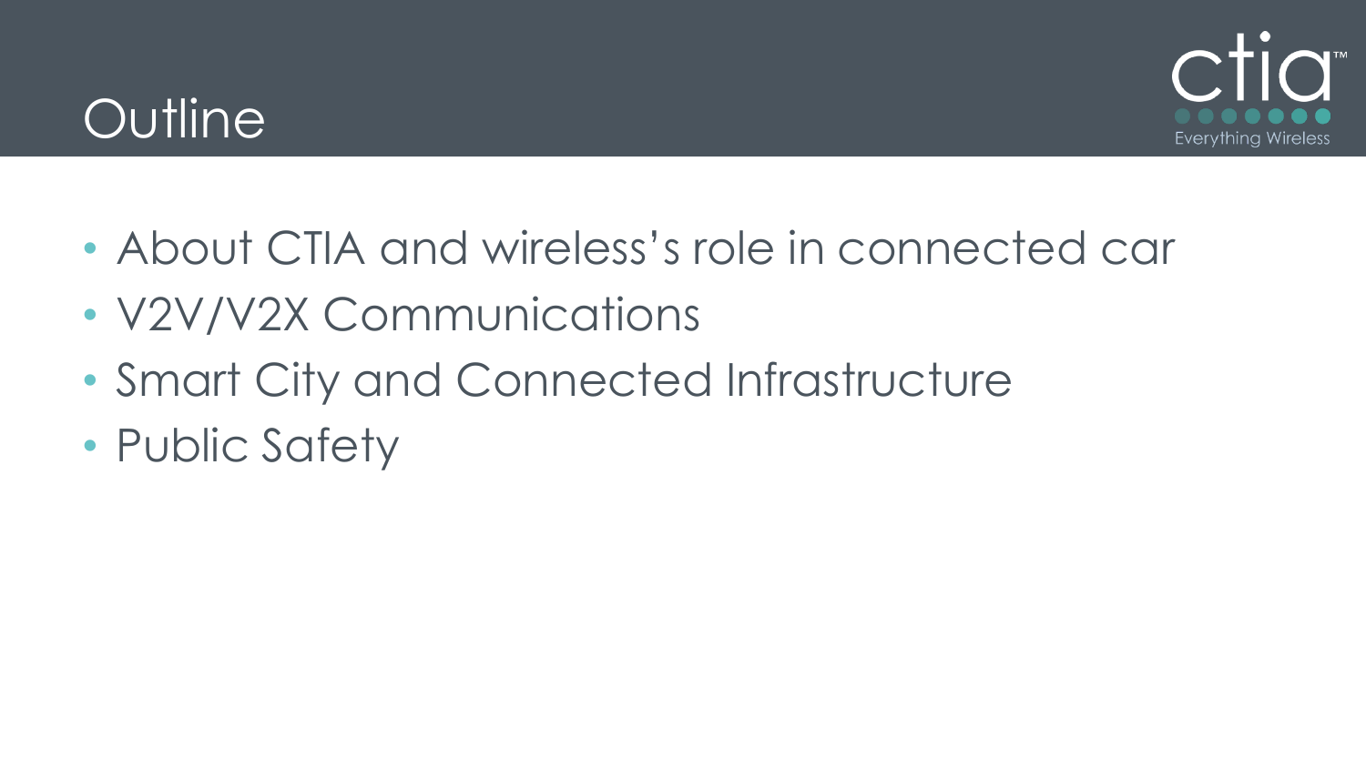# Outline

- About CTIA and wireless's role in connected car
- V2V/V2X Communications
- Smart City and Connected Infrastructure
- Public Safety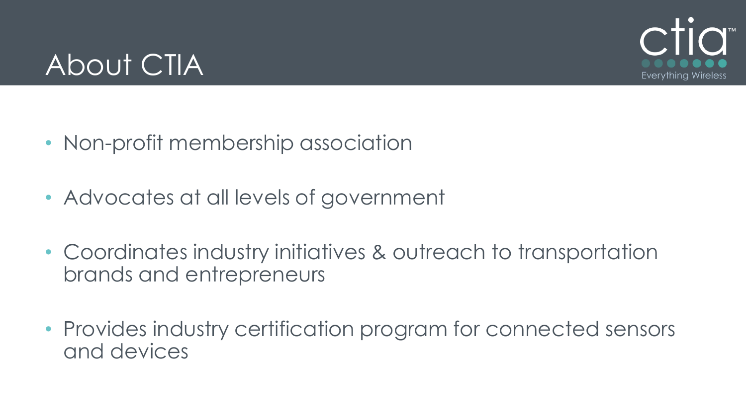# About CTIA

- Non-profit membership association
- Advocates at all levels of government
- Coordinates industry initiatives & outreach to transportation brands and entrepreneurs
- Provides industry certification program for connected sensors and devices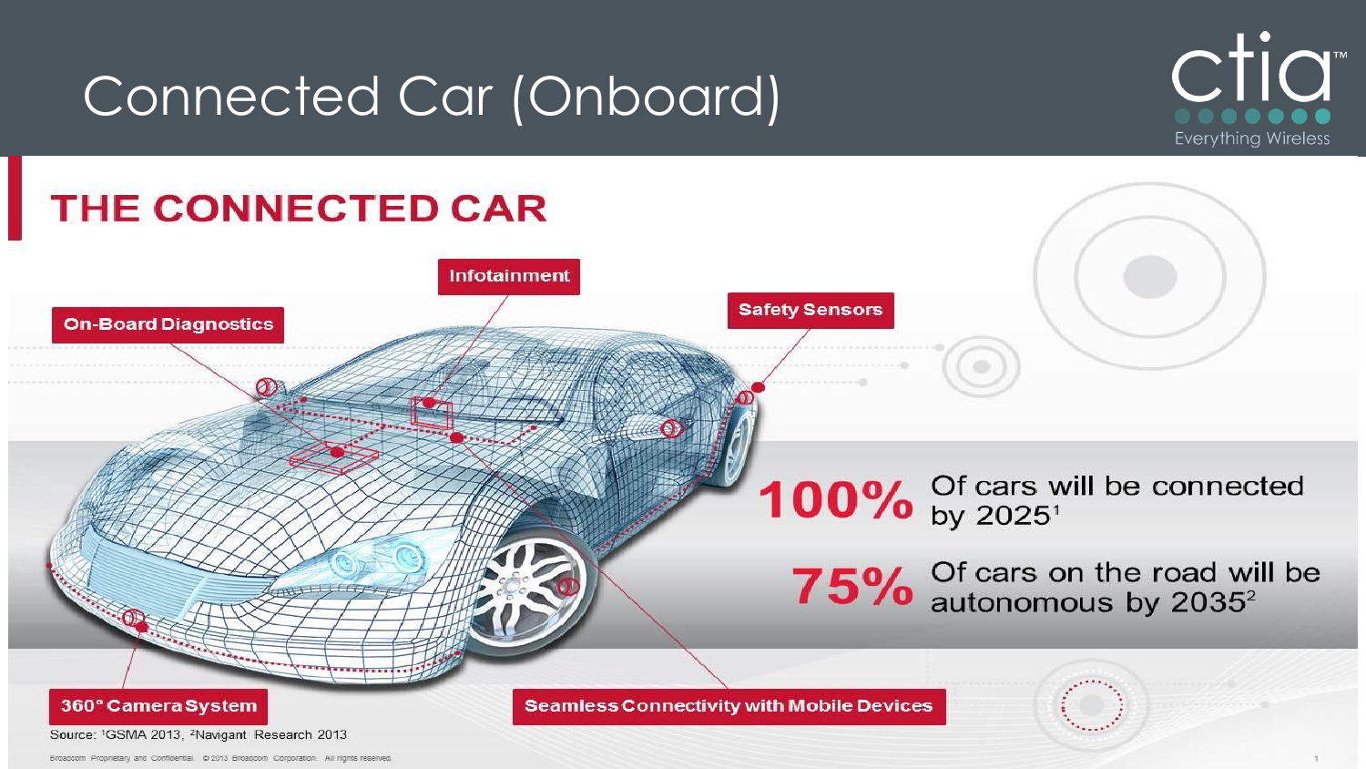# Connected Car (Onboard)

## THE CONNECTED CAR

- Infotainment
- On-Board Diagnostics
- Safety Sensors
- 360° Camera System
- Seamless Connectivity with Mobile Devices

**100%** Of cars will be connected by 2025[1]

**75%** Of cars on the road will be autonomous by 2035[2]

Source: [1]GSMA 2013, [2]Navigant Research 2013

Broadcom Proprietary and Confidential. © 2013 Broadcom Corporation. All rights reserved.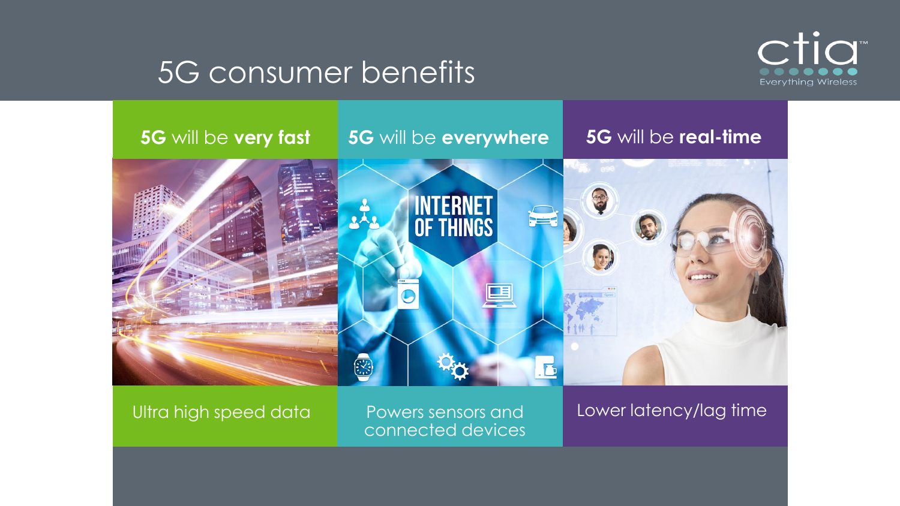# 5G consumer benefits

| **5G** will be **very fast** | **5G** will be **everywhere** | **5G** will be **real-time** |
| --- | --- | --- |
| Ultra high speed data | Powers sensors and connected devices | Lower latency/lag time |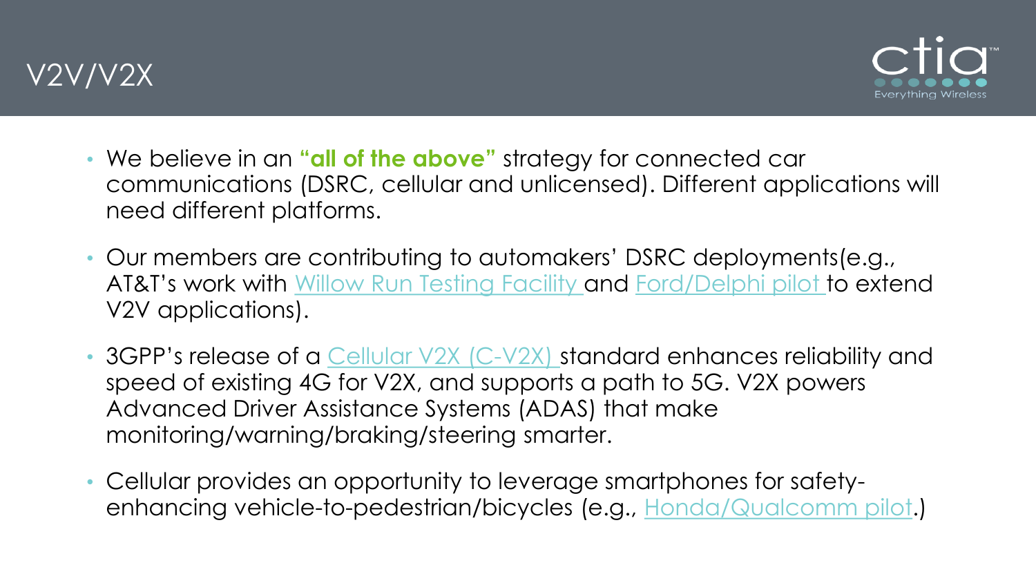# V2V/V2X

- We believe in an **"all of the above"** strategy for connected car communications (DSRC, cellular and unlicensed). Different applications will need different platforms.
- Our members are contributing to automakers' DSRC deployments(e.g., AT&T's work with Willow Run Testing Facility and Ford/Delphi pilot to extend V2V applications).
- 3GPP's release of a Cellular V2X (C-V2X) standard enhances reliability and speed of existing 4G for V2X, and supports a path to 5G. V2X powers Advanced Driver Assistance Systems (ADAS) that make monitoring/warning/braking/steering smarter.
- Cellular provides an opportunity to leverage smartphones for safety-enhancing vehicle-to-pedestrian/bicycles (e.g., Honda/Qualcomm pilot.)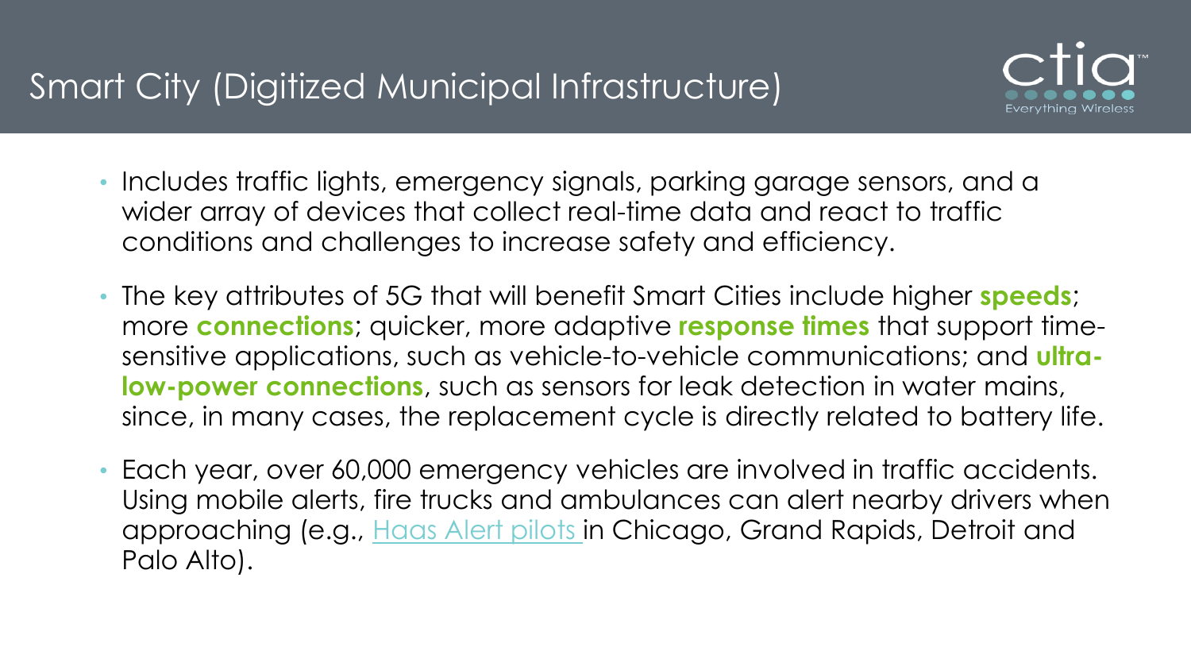# Smart City (Digitized Municipal Infrastructure)

- Includes traffic lights, emergency signals, parking garage sensors, and a wider array of devices that collect real-time data and react to traffic conditions and challenges to increase safety and efficiency.
- The key attributes of 5G that will benefit Smart Cities include higher **speeds**; more **connections**; quicker, more adaptive **response times** that support time-sensitive applications, such as vehicle-to-vehicle communications; and **ultra-low-power connections**, such as sensors for leak detection in water mains, since, in many cases, the replacement cycle is directly related to battery life.
- Each year, over 60,000 emergency vehicles are involved in traffic accidents. Using mobile alerts, fire trucks and ambulances can alert nearby drivers when approaching (e.g., Haas Alert pilots in Chicago, Grand Rapids, Detroit and Palo Alto).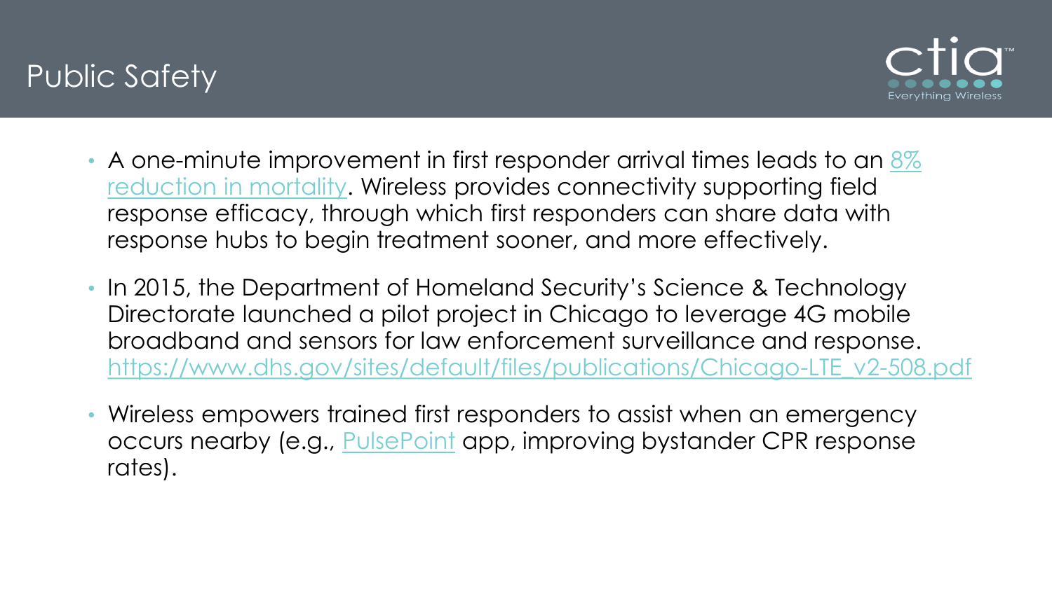# Public Safety

- A one-minute improvement in first responder arrival times leads to an 8% reduction in mortality. Wireless provides connectivity supporting field response efficacy, through which first responders can share data with response hubs to begin treatment sooner, and more effectively.
- In 2015, the Department of Homeland Security's Science & Technology Directorate launched a pilot project in Chicago to leverage 4G mobile broadband and sensors for law enforcement surveillance and response. https://www.dhs.gov/sites/default/files/publications/Chicago-LTE_v2-508.pdf
- Wireless empowers trained first responders to assist when an emergency occurs nearby (e.g., PulsePoint app, improving bystander CPR response rates).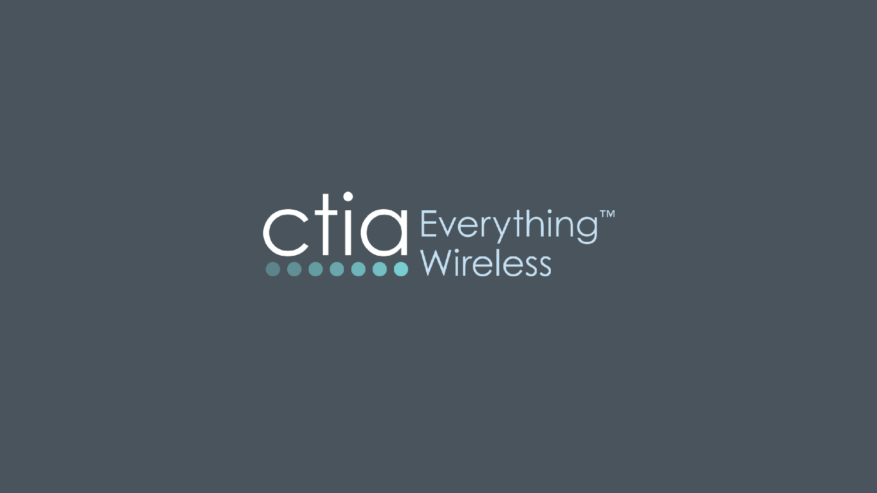ctia Everything™ Wireless